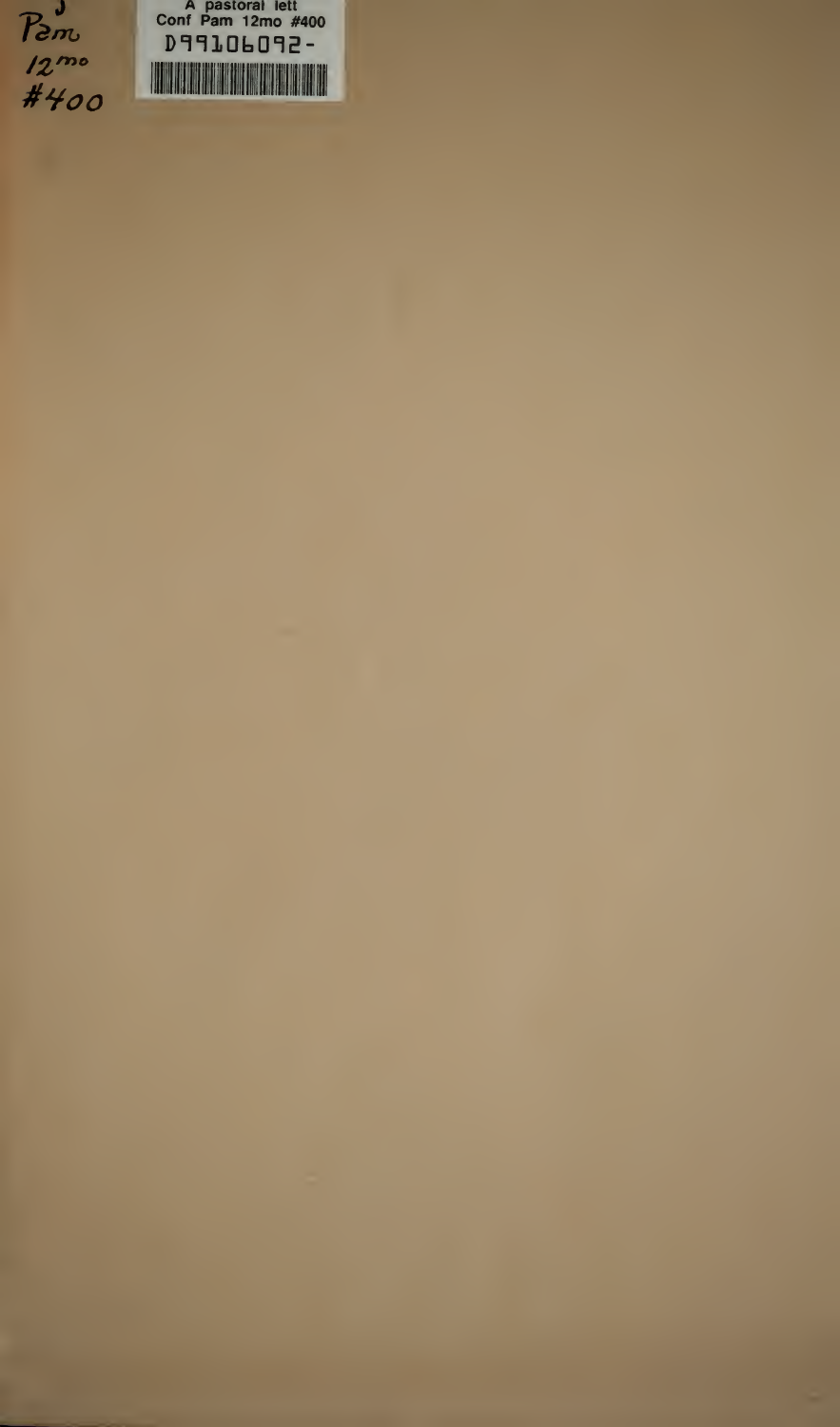Pam
12mo
#400

A pastoral lett
Conf Pam 12mo #400
D99106092-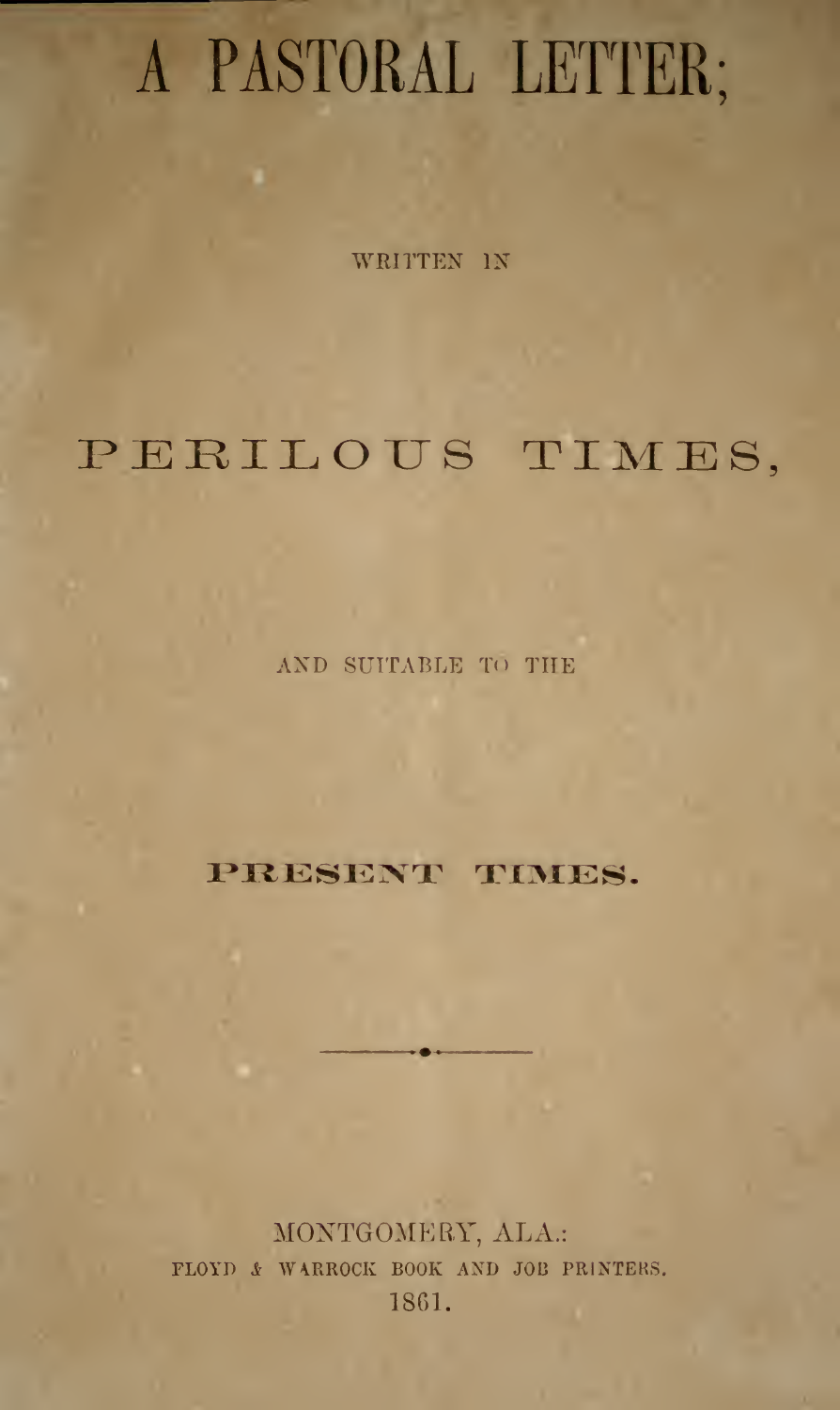# A PASTORAL LETTER;

WRITTEN IN

## PERILOUS TIMES,

AND SUITABLE TO THE

**PRESENT TIMES.**

---

MONTGOMERY, ALA.:
FLOYD & WARROCK BOOK AND JOB PRINTERS.
1861.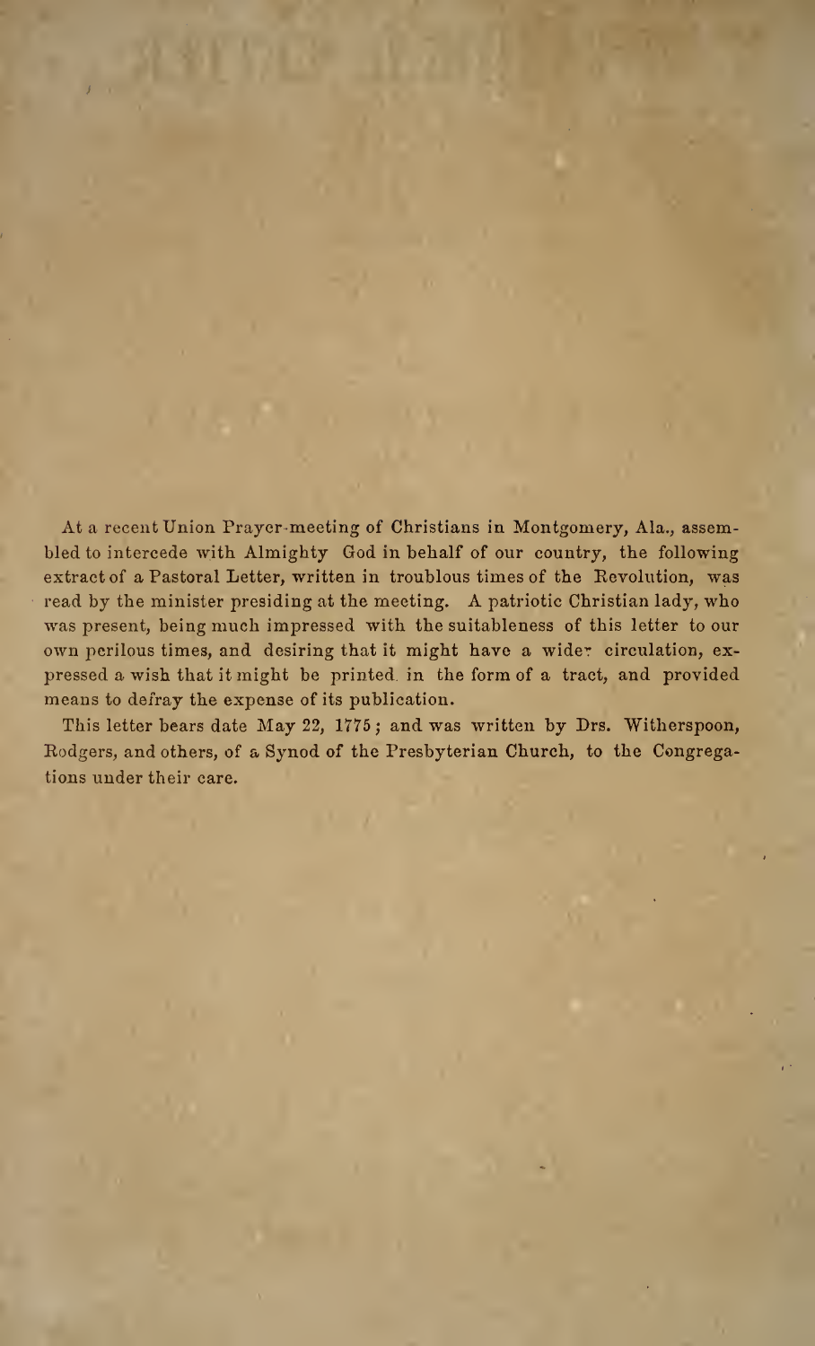At a recent Union Prayer-meeting of Christians in Montgomery, Ala., assembled to intercede with Almighty God in behalf of our country, the following extract of a Pastoral Letter, written in troublous times of the Revolution, was read by the minister presiding at the meeting. A patriotic Christian lady, who was present, being much impressed with the suitableness of this letter to our own perilous times, and desiring that it might have a wider circulation, expressed a wish that it might be printed in the form of a tract, and provided means to defray the expense of its publication.

This letter bears date May 22, 1775; and was written by Drs. Witherspoon, Rodgers, and others, of a Synod of the Presbyterian Church, to the Congregations under their care.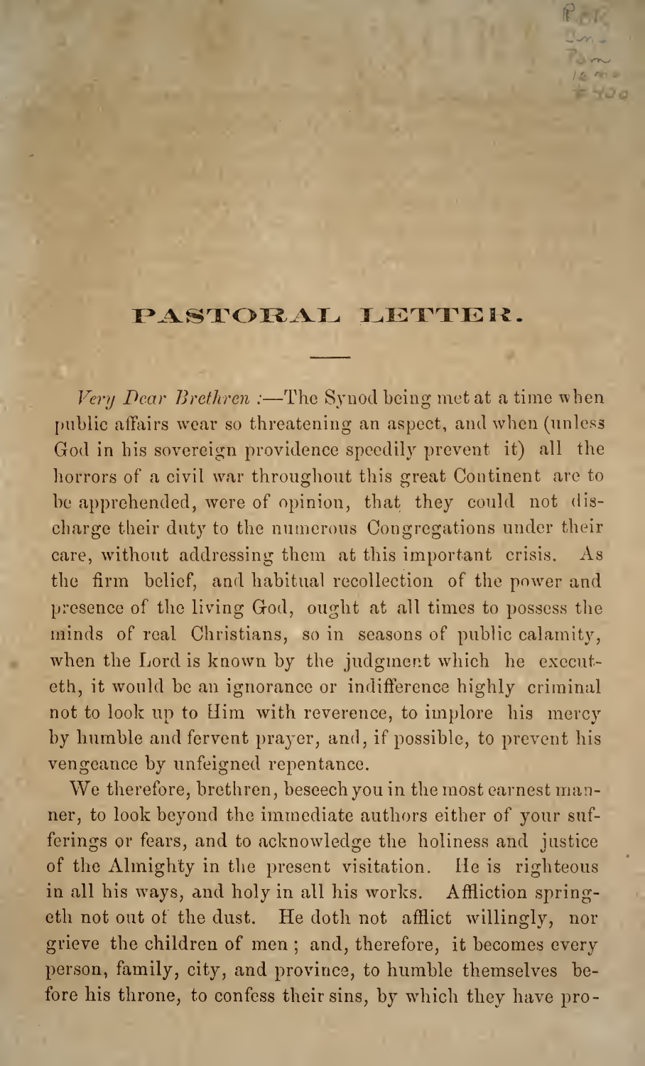# PASTORAL LETTER.

*Very Dear Brethren* :—The Synod being met at a time when public affairs wear so threatening an aspect, and when (unless God in his sovereign providence speedily prevent it) all the horrors of a civil war throughout this great Continent are to be apprehended, were of opinion, that they could not discharge their duty to the numerous Congregations under their care, without addressing them at this important crisis. As the firm belief, and habitual recollection of the power and presence of the living God, ought at all times to possess the minds of real Christians, so in seasons of public calamity, when the Lord is known by the judgment which he executeth, it would be an ignorance or indifference highly criminal not to look up to Him with reverence, to implore his mercy by humble and fervent prayer, and, if possible, to prevent his vengeance by unfeigned repentance.

We therefore, brethren, beseech you in the most earnest manner, to look beyond the immediate authors either of your sufferings or fears, and to acknowledge the holiness and justice of the Almighty in the present visitation. He is righteous in all his ways, and holy in all his works. Affliction springeth not out of the dust. He doth not afflict willingly, nor grieve the children of men ; and, therefore, it becomes every person, family, city, and province, to humble themselves before his throne, to confess their sins, by which they have pro-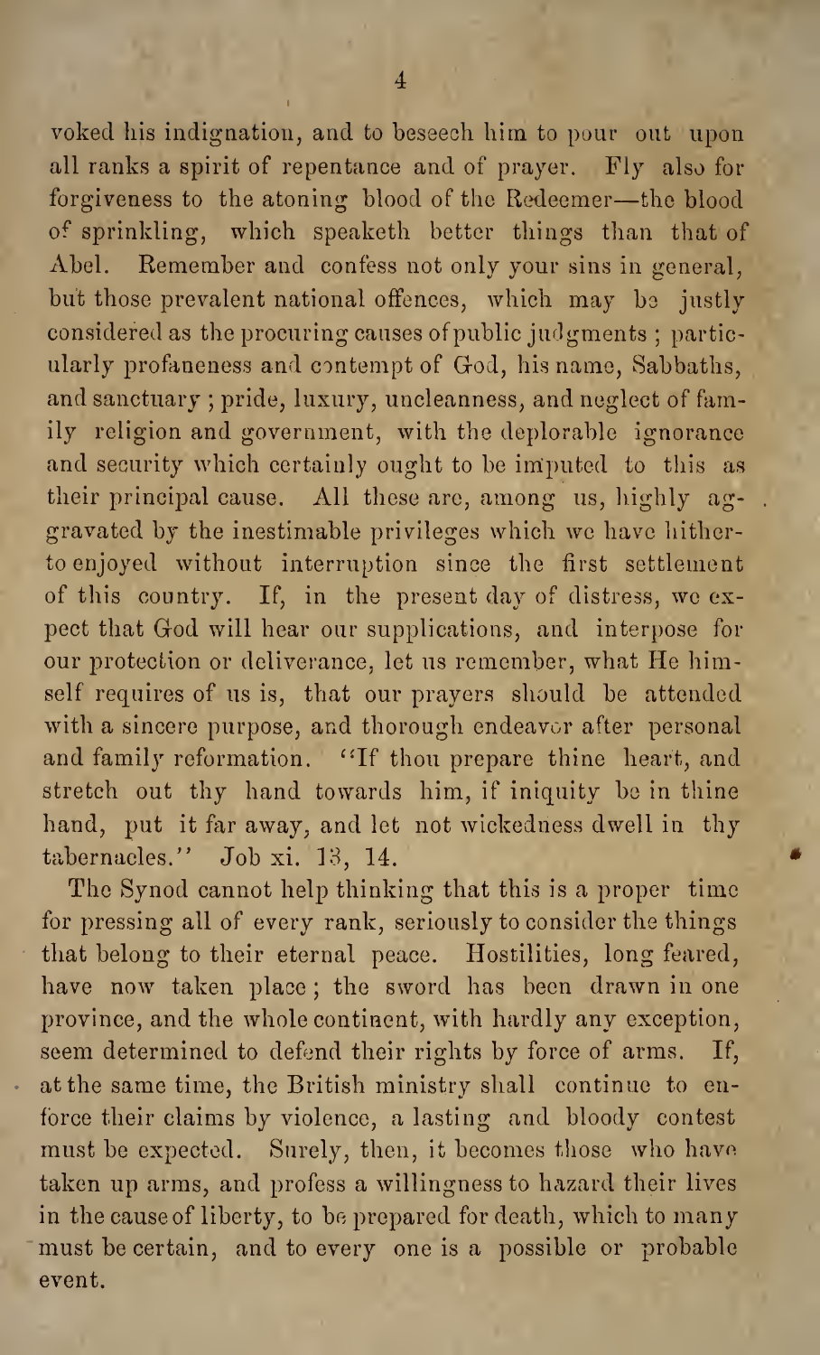voked his indignation, and to beseech him to pour out upon all ranks a spirit of repentance and of prayer. Fly also for forgiveness to the atoning blood of the Redeemer—the blood of sprinkling, which speaketh better things than that of Abel. Remember and confess not only your sins in general, but those prevalent national offences, which may be justly considered as the procuring causes of public judgments; particularly profaneness and contempt of God, his name, Sabbaths, and sanctuary; pride, luxury, uncleanness, and neglect of family religion and government, with the deplorable ignorance and security which certainly ought to be imputed to this as their principal cause. All these are, among us, highly aggravated by the inestimable privileges which we have hitherto enjoyed without interruption since the first settlement of this country. If, in the present day of distress, we expect that God will hear our supplications, and interpose for our protection or deliverance, let us remember, what He himself requires of us is, that our prayers should be attended with a sincere purpose, and thorough endeavor after personal and family reformation. "If thou prepare thine heart, and stretch out thy hand towards him, if iniquity be in thine hand, put it far away, and let not wickedness dwell in thy tabernacles." Job xi. 13, 14.

The Synod cannot help thinking that this is a proper time for pressing all of every rank, seriously to consider the things that belong to their eternal peace. Hostilities, long feared, have now taken place; the sword has been drawn in one province, and the whole continent, with hardly any exception, seem determined to defend their rights by force of arms. If, at the same time, the British ministry shall continue to enforce their claims by violence, a lasting and bloody contest must be expected. Surely, then, it becomes those who have taken up arms, and profess a willingness to hazard their lives in the cause of liberty, to be prepared for death, which to many must be certain, and to every one is a possible or probable event.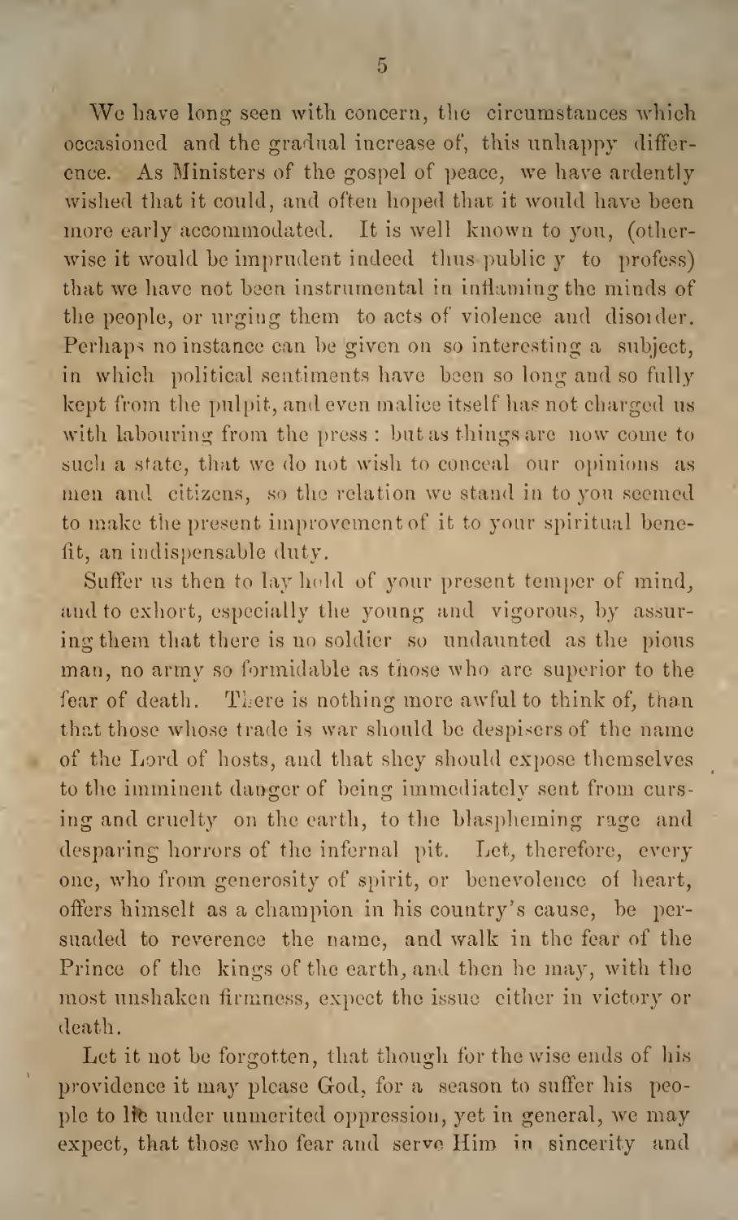We have long seen with concern, the circumstances which occasioned and the gradual increase of, this unhappy difference. As Ministers of the gospel of peace, we have ardently wished that it could, and often hoped that it would have been more early accommodated. It is well known to you, (otherwise it would be imprudent indeed thus publicly to profess) that we have not been instrumental in inflaming the minds of the people, or urging them to acts of violence and disorder. Perhaps no instance can be given on so interesting a subject, in which political sentiments have been so long and so fully kept from the pulpit, and even malice itself has not charged us with labouring from the press: but as things are now come to such a state, that we do not wish to conceal our opinions as men and citizens, so the relation we stand in to you seemed to make the present improvement of it to your spiritual benefit, an indispensable duty.

Suffer us then to lay hold of your present temper of mind, and to exhort, especially the young and vigorous, by assuring them that there is no soldier so undaunted as the pious man, no army so formidable as those who are superior to the fear of death. There is nothing more awful to think of, than that those whose trade is war should be despisers of the name of the Lord of hosts, and that shey should expose themselves to the imminent danger of being immediately sent from cursing and cruelty on the earth, to the blaspheming rage and desparing horrors of the infernal pit. Let, therefore, every one, who from generosity of spirit, or benevolence of heart, offers himself as a champion in his country's cause, be persuaded to reverence the name, and walk in the fear of the Prince of the kings of the earth, and then he may, with the most unshaken firmness, expect the issue either in victory or death.

Let it not be forgotten, that though for the wise ends of his providence it may please God, for a season to suffer his people to lie under unmerited oppression, yet in general, we may expect, that those who fear and serve Him in sincerity and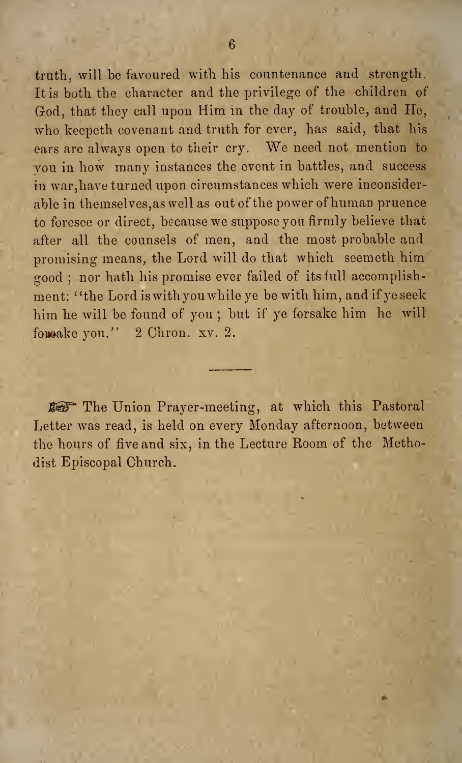truth, will be favoured with his countenance and strength. It is both the character and the privilege of the children of God, that they call upon Him in the day of trouble, and He, who keepeth covenant and truth for ever, has said, that his ears are always open to their cry. We need not mention to you in how many instances the event in battles, and success in war, have turned upon circumstances which were inconsiderable in themselves, as well as out of the power of human pruence to foresee or direct, because we suppose you firmly believe that after all the counsels of men, and the most probable and promising means, the Lord will do that which seemeth him good; nor hath his promise ever failed of its full accomplishment: "the Lord is with you while ye be with him, and if ye seek him he will be found of you; but if ye forsake him he will forsake you." 2 Chron. xv. 2.

---

☞ The Union Prayer-meeting, at which this Pastoral Letter was read, is held on every Monday afternoon, between the hours of five and six, in the Lecture Room of the Methodist Episcopal Church.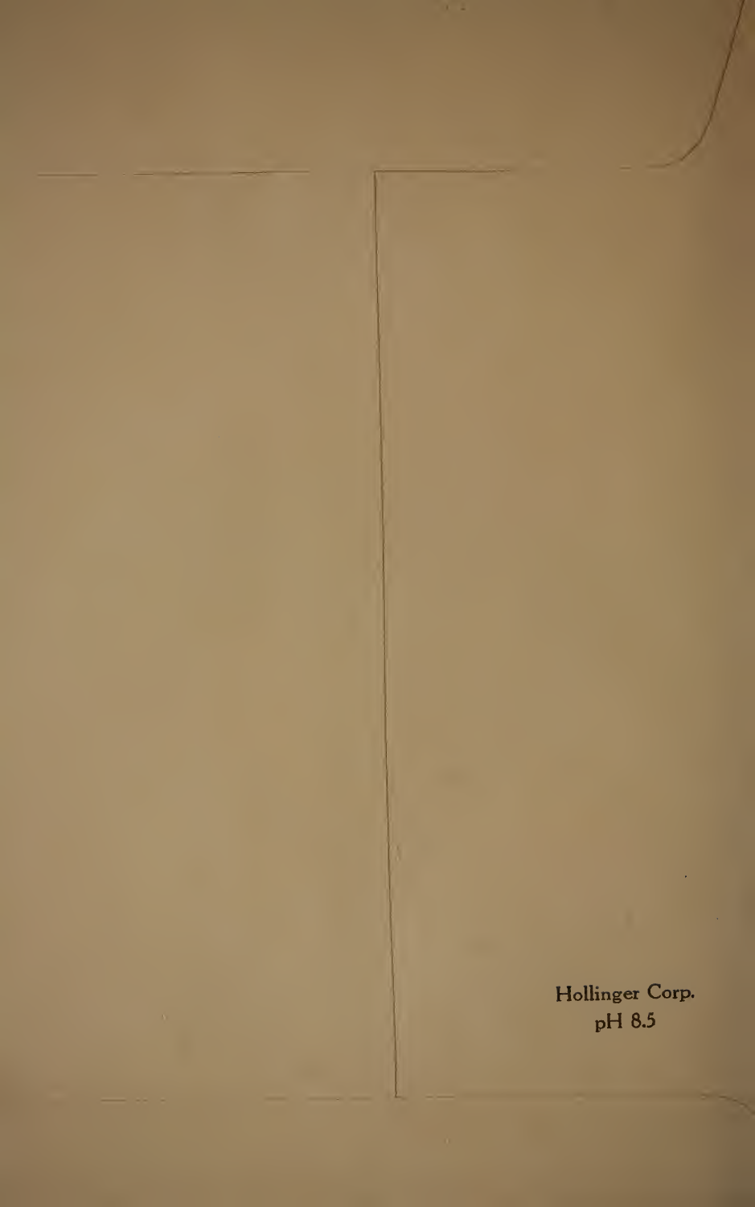Hollinger Corp.
pH 8.5